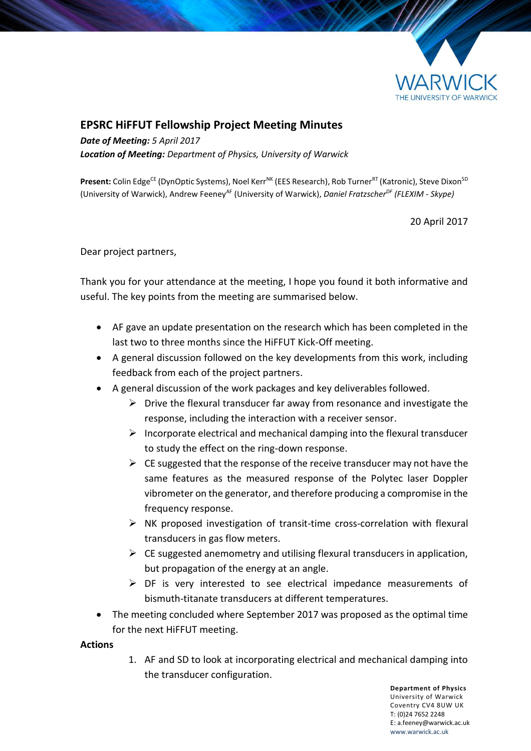## EPSRC HiFFUT Fellowship Project Meeting Minutes

***Date of Meeting:*** *5 April 2017*

***Location of Meeting:*** *Department of Physics, University of Warwick*

**Present:** Colin Edge[CE] (DynOptic Systems), Noel Kerr[NK] (EES Research), Rob Turner[RT] (Katronic), Steve Dixon[SD] (University of Warwick), Andrew Feeney[AF] (University of Warwick), *Daniel Fratzscher[DF] (FLEXIM - Skype)*

20 April 2017

Dear project partners,

Thank you for your attendance at the meeting, I hope you found it both informative and useful. The key points from the meeting are summarised below.

- AF gave an update presentation on the research which has been completed in the last two to three months since the HiFFUT Kick-Off meeting.
- A general discussion followed on the key developments from this work, including feedback from each of the project partners.
- A general discussion of the work packages and key deliverables followed.
  - Drive the flexural transducer far away from resonance and investigate the response, including the interaction with a receiver sensor.
  - Incorporate electrical and mechanical damping into the flexural transducer to study the effect on the ring-down response.
  - CE suggested that the response of the receive transducer may not have the same features as the measured response of the Polytec laser Doppler vibrometer on the generator, and therefore producing a compromise in the frequency response.
  - NK proposed investigation of transit-time cross-correlation with flexural transducers in gas flow meters.
  - CE suggested anemometry and utilising flexural transducers in application, but propagation of the energy at an angle.
  - DF is very interested to see electrical impedance measurements of bismuth-titanate transducers at different temperatures.
- The meeting concluded where September 2017 was proposed as the optimal time for the next HiFFUT meeting.

**Actions**

1. AF and SD to look at incorporating electrical and mechanical damping into the transducer configuration.

**Department of Physics**
University of Warwick
Coventry CV4 8UW UK
T: (0)24 7652 2248
E: a.feeney@warwick.ac.uk
www.warwick.ac.uk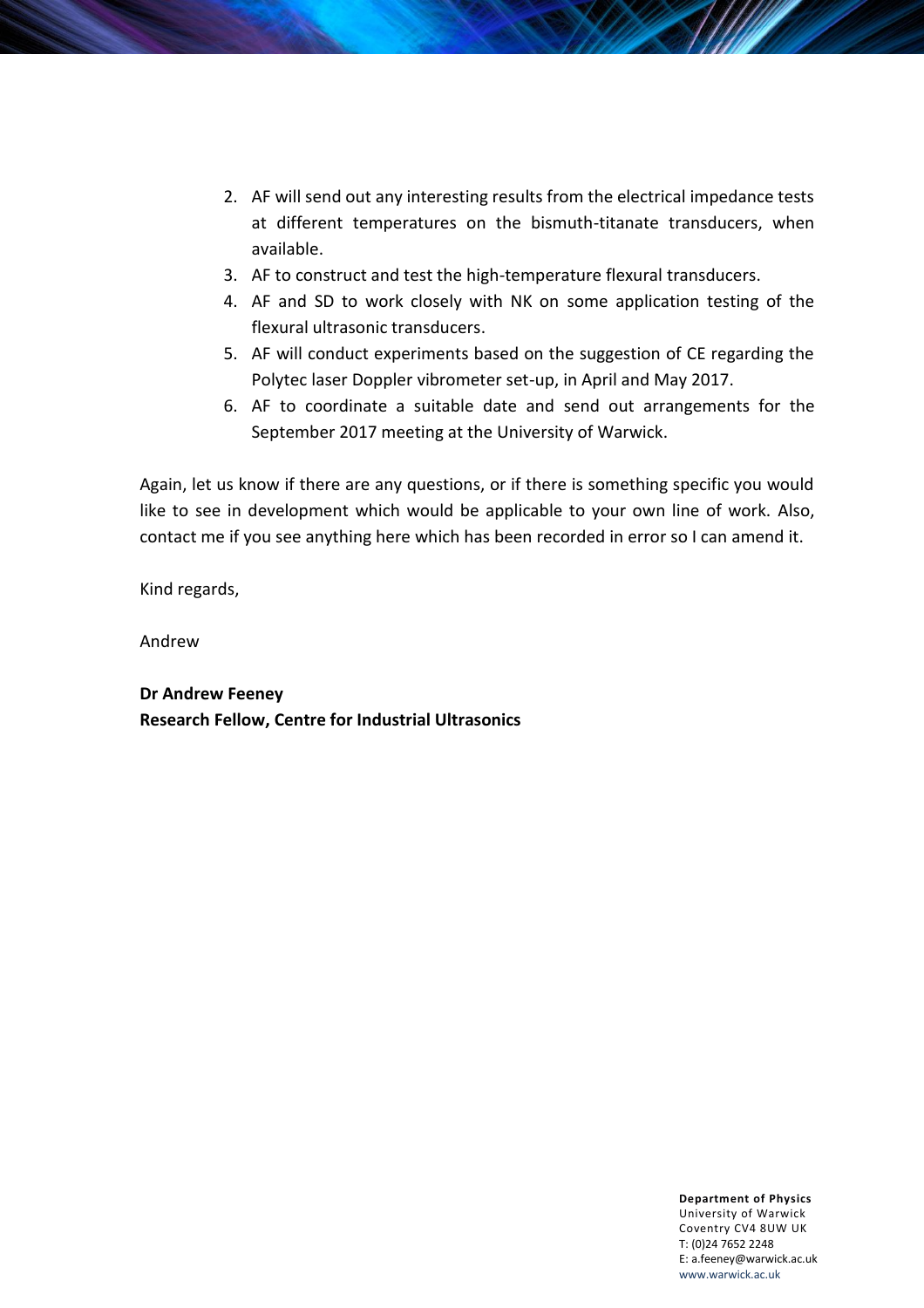2. AF will send out any interesting results from the electrical impedance tests at different temperatures on the bismuth-titanate transducers, when available.
3. AF to construct and test the high-temperature flexural transducers.
4. AF and SD to work closely with NK on some application testing of the flexural ultrasonic transducers.
5. AF will conduct experiments based on the suggestion of CE regarding the Polytec laser Doppler vibrometer set-up, in April and May 2017.
6. AF to coordinate a suitable date and send out arrangements for the September 2017 meeting at the University of Warwick.

Again, let us know if there are any questions, or if there is something specific you would like to see in development which would be applicable to your own line of work. Also, contact me if you see anything here which has been recorded in error so I can amend it.

Kind regards,

Andrew

**Dr Andrew Feeney**
**Research Fellow, Centre for Industrial Ultrasonics**

**Department of Physics**
University of Warwick
Coventry CV4 8UW UK
T: (0)24 7652 2248
E: a.feeney@warwick.ac.uk
www.warwick.ac.uk